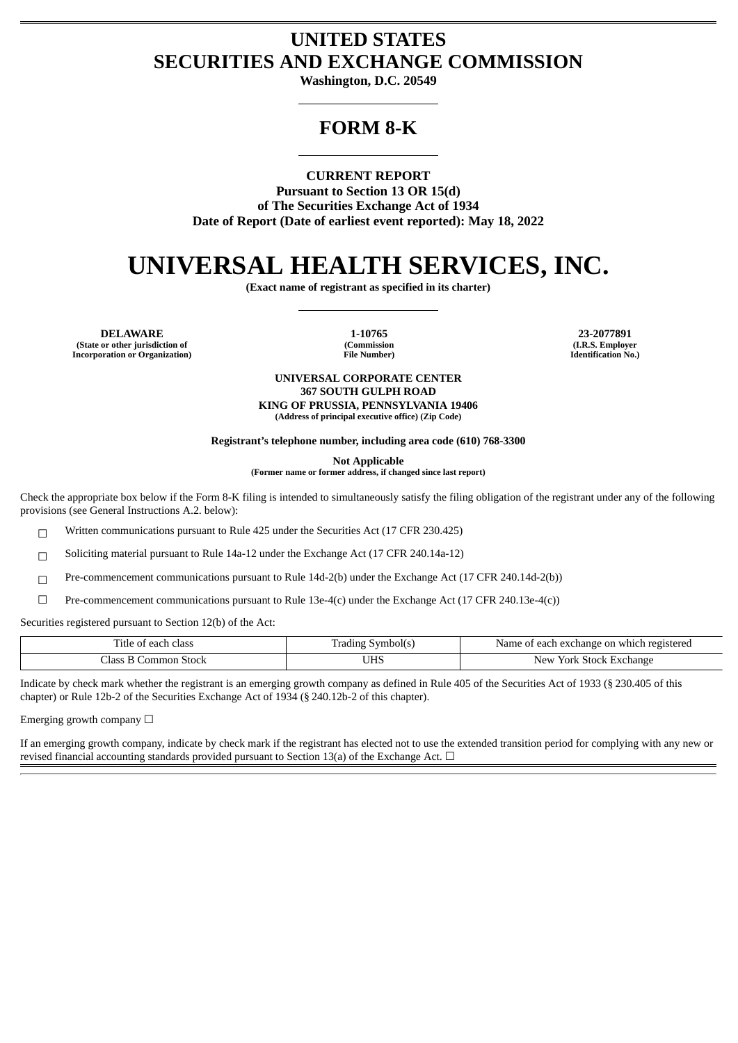# UNITED STATES
# SECURITIES AND EXCHANGE COMMISSION

**Washington, D.C. 20549**

## FORM 8-K

**CURRENT REPORT**
**Pursuant to Section 13 OR 15(d)**
**of The Securities Exchange Act of 1934**
**Date of Report (Date of earliest event reported): May 18, 2022**

# UNIVERSAL HEALTH SERVICES, INC.

**(Exact name of registrant as specified in its charter)**

| DELAWARE | 1-10765 | 23-2077891 |
|---|---|---|
| (State or other jurisdiction of Incorporation or Organization) | (Commission File Number) | (I.R.S. Employer Identification No.) |

**UNIVERSAL CORPORATE CENTER**
**367 SOUTH GULPH ROAD**
**KING OF PRUSSIA, PENNSYLVANIA 19406**
**(Address of principal executive office) (Zip Code)**

**Registrant's telephone number, including area code (610) 768-3300**

**Not Applicable**
**(Former name or former address, if changed since last report)**

Check the appropriate box below if the Form 8-K filing is intended to simultaneously satisfy the filing obligation of the registrant under any of the following provisions (see General Instructions A.2. below):

☐ Written communications pursuant to Rule 425 under the Securities Act (17 CFR 230.425)

☐ Soliciting material pursuant to Rule 14a-12 under the Exchange Act (17 CFR 240.14a-12)

☐ Pre-commencement communications pursuant to Rule 14d-2(b) under the Exchange Act (17 CFR 240.14d-2(b))

☐ Pre-commencement communications pursuant to Rule 13e-4(c) under the Exchange Act (17 CFR 240.13e-4(c))

Securities registered pursuant to Section 12(b) of the Act:

| Title of each class | Trading Symbol(s) | Name of each exchange on which registered |
|---|---|---|
| Class B Common Stock | UHS | New York Stock Exchange |

Indicate by check mark whether the registrant is an emerging growth company as defined in Rule 405 of the Securities Act of 1933 (§ 230.405 of this chapter) or Rule 12b-2 of the Securities Exchange Act of 1934 (§ 240.12b-2 of this chapter).

Emerging growth company ☐

If an emerging growth company, indicate by check mark if the registrant has elected not to use the extended transition period for complying with any new or revised financial accounting standards provided pursuant to Section 13(a) of the Exchange Act. ☐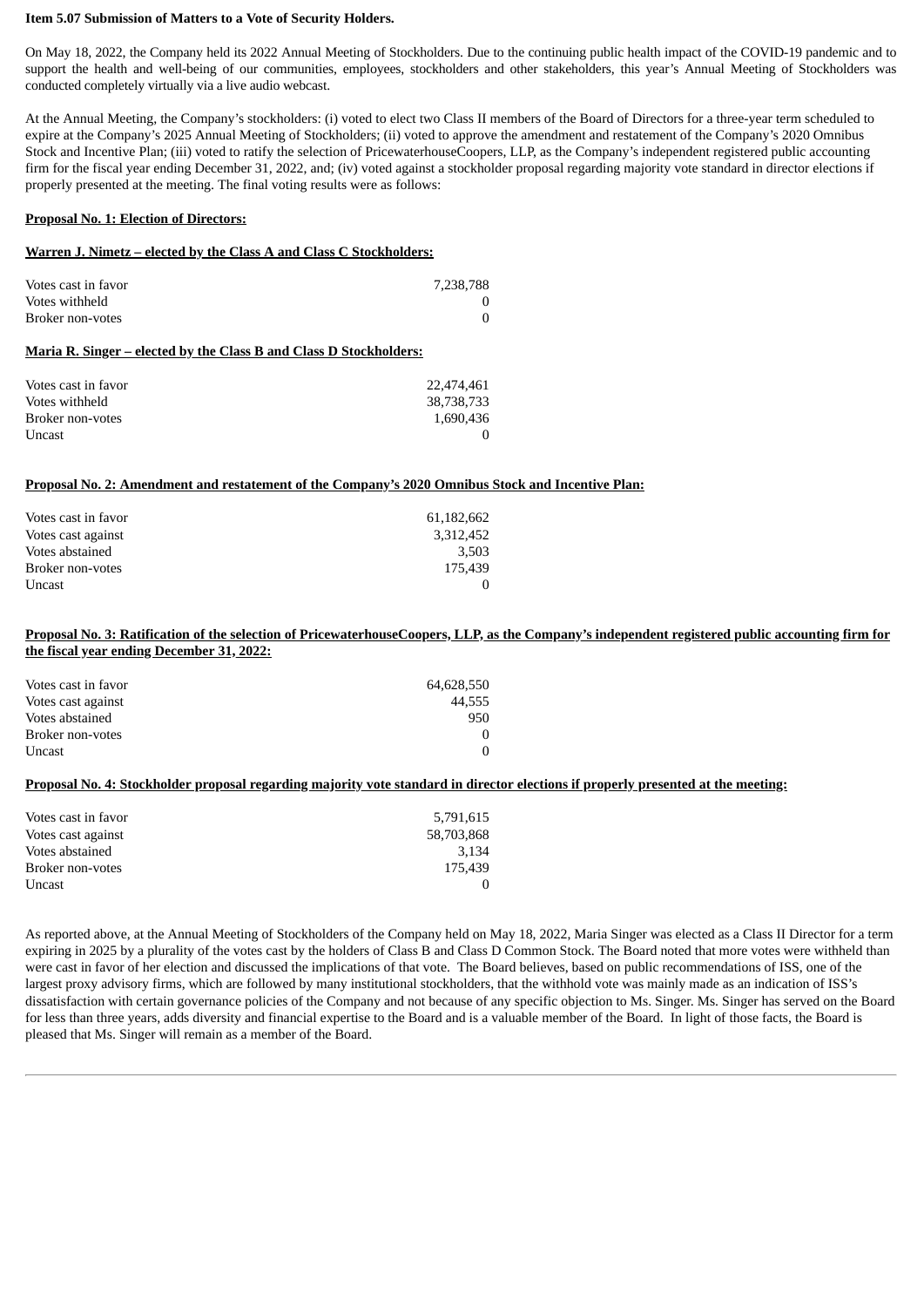**Item 5.07 Submission of Matters to a Vote of Security Holders.**

On May 18, 2022, the Company held its 2022 Annual Meeting of Stockholders. Due to the continuing public health impact of the COVID-19 pandemic and to support the health and well-being of our communities, employees, stockholders and other stakeholders, this year's Annual Meeting of Stockholders was conducted completely virtually via a live audio webcast.

At the Annual Meeting, the Company's stockholders: (i) voted to elect two Class II members of the Board of Directors for a three-year term scheduled to expire at the Company's 2025 Annual Meeting of Stockholders; (ii) voted to approve the amendment and restatement of the Company's 2020 Omnibus Stock and Incentive Plan; (iii) voted to ratify the selection of PricewaterhouseCoopers, LLP, as the Company's independent registered public accounting firm for the fiscal year ending December 31, 2022, and; (iv) voted against a stockholder proposal regarding majority vote standard in director elections if properly presented at the meeting. The final voting results were as follows:

**Proposal No. 1: Election of Directors:**

**Warren J. Nimetz – elected by the Class A and Class C Stockholders:**

| | |
|---|---|
| Votes cast in favor | 7,238,788 |
| Votes withheld | 0 |
| Broker non-votes | 0 |

**Maria R. Singer – elected by the Class B and Class D Stockholders:**

| | |
|---|---|
| Votes cast in favor | 22,474,461 |
| Votes withheld | 38,738,733 |
| Broker non-votes | 1,690,436 |
| Uncast | 0 |

**Proposal No. 2: Amendment and restatement of the Company's 2020 Omnibus Stock and Incentive Plan:**

| | |
|---|---|
| Votes cast in favor | 61,182,662 |
| Votes cast against | 3,312,452 |
| Votes abstained | 3,503 |
| Broker non-votes | 175,439 |
| Uncast | 0 |

**Proposal No. 3: Ratification of the selection of PricewaterhouseCoopers, LLP, as the Company's independent registered public accounting firm for the fiscal year ending December 31, 2022:**

| | |
|---|---|
| Votes cast in favor | 64,628,550 |
| Votes cast against | 44,555 |
| Votes abstained | 950 |
| Broker non-votes | 0 |
| Uncast | 0 |

**Proposal No. 4: Stockholder proposal regarding majority vote standard in director elections if properly presented at the meeting:**

| | |
|---|---|
| Votes cast in favor | 5,791,615 |
| Votes cast against | 58,703,868 |
| Votes abstained | 3,134 |
| Broker non-votes | 175,439 |
| Uncast | 0 |

As reported above, at the Annual Meeting of Stockholders of the Company held on May 18, 2022, Maria Singer was elected as a Class II Director for a term expiring in 2025 by a plurality of the votes cast by the holders of Class B and Class D Common Stock. The Board noted that more votes were withheld than were cast in favor of her election and discussed the implications of that vote. The Board believes, based on public recommendations of ISS, one of the largest proxy advisory firms, which are followed by many institutional stockholders, that the withhold vote was mainly made as an indication of ISS's dissatisfaction with certain governance policies of the Company and not because of any specific objection to Ms. Singer. Ms. Singer has served on the Board for less than three years, adds diversity and financial expertise to the Board and is a valuable member of the Board. In light of those facts, the Board is pleased that Ms. Singer will remain as a member of the Board.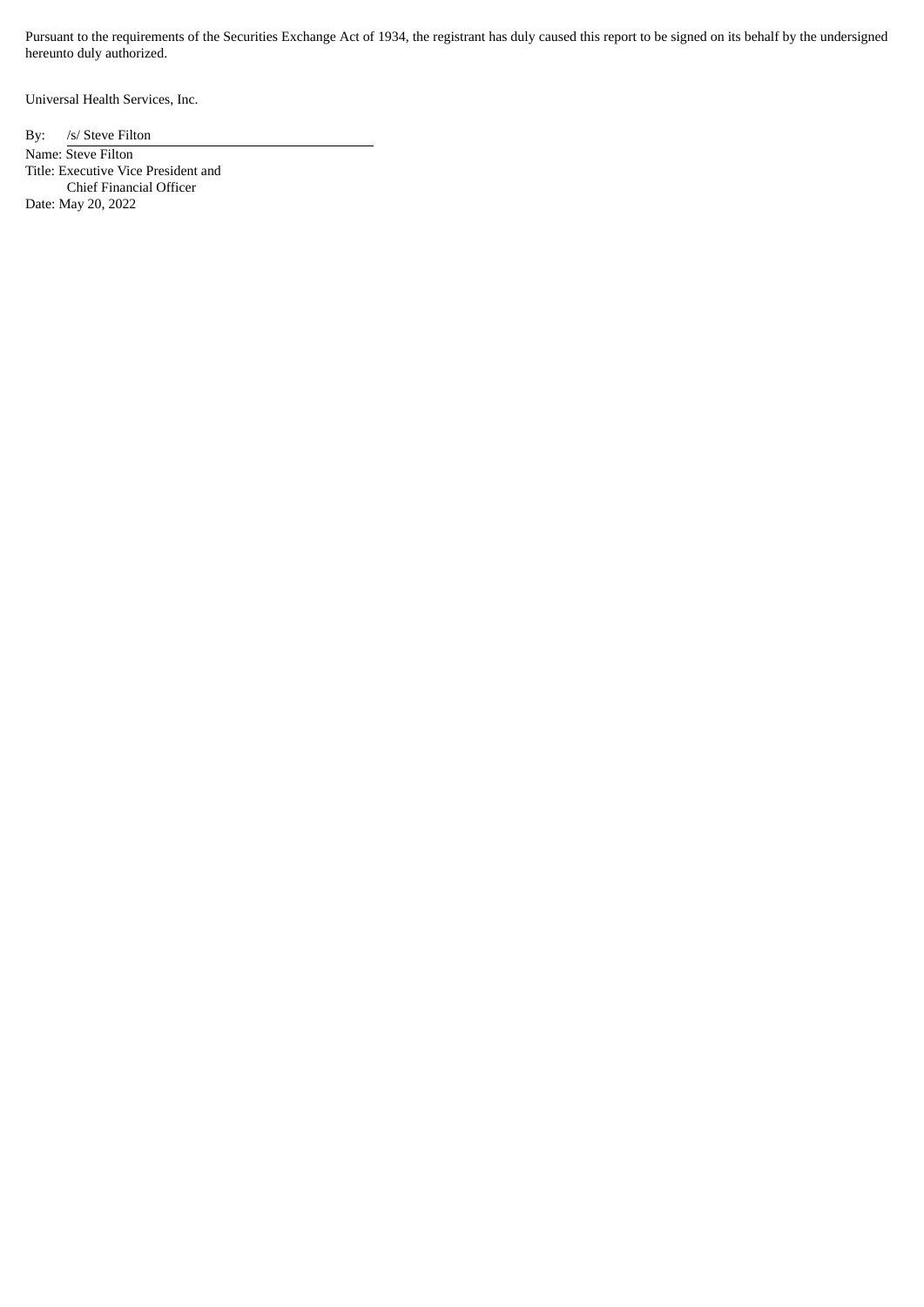Pursuant to the requirements of the Securities Exchange Act of 1934, the registrant has duly caused this report to be signed on its behalf by the undersigned hereunto duly authorized.

Universal Health Services, Inc.

By: /s/ Steve Filton

Name: Steve Filton

Title: Executive Vice President and
Chief Financial Officer

Date: May 20, 2022